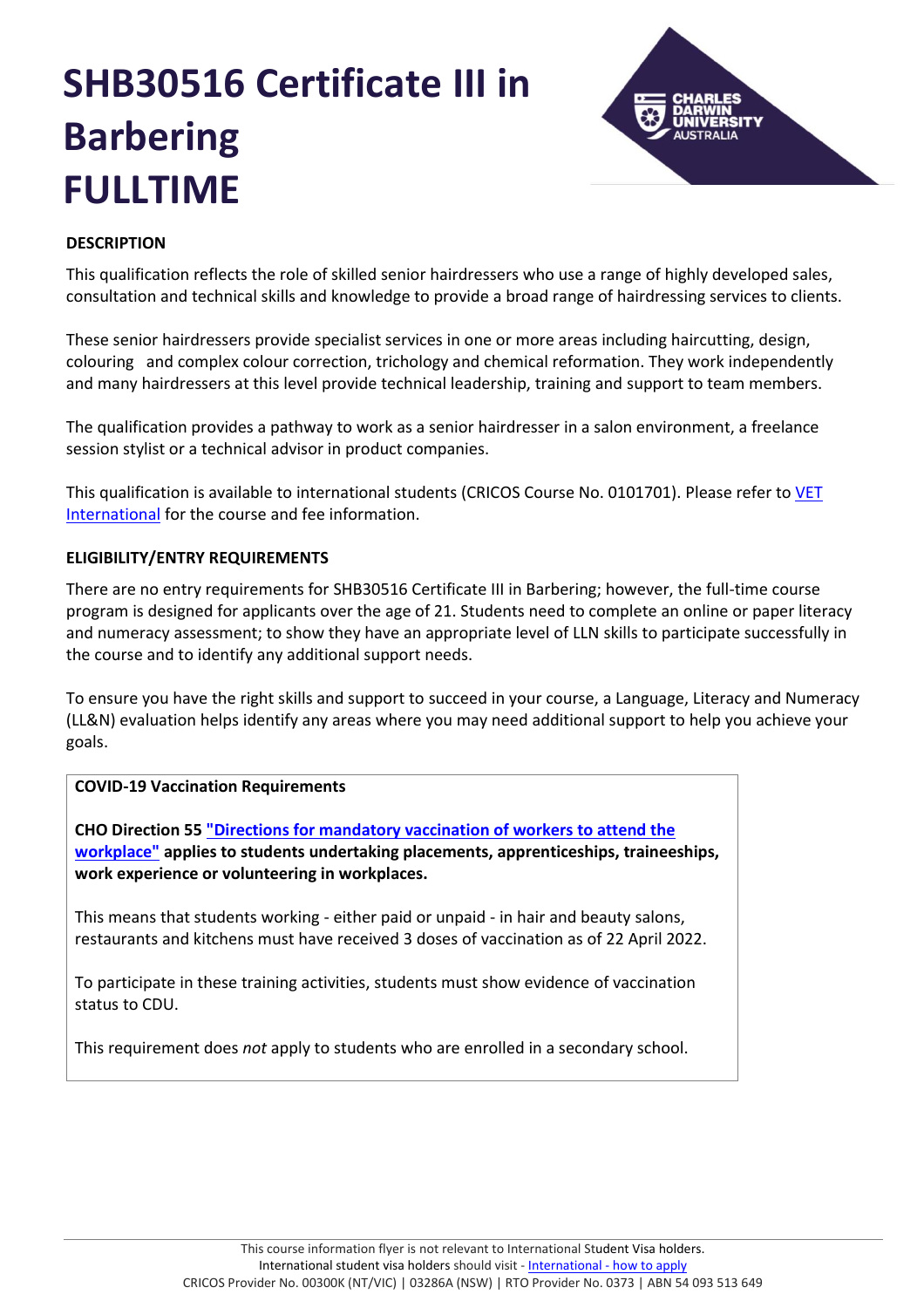# SHB30516 Certificate III in Barbering FULLTIME

**DESCRIPTION**

This qualification reflects the role of skilled senior hairdressers who use a range of highly developed sales, consultation and technical skills and knowledge to provide a broad range of hairdressing services to clients.

These senior hairdressers provide specialist services in one or more areas including haircutting, design, colouring and complex colour correction, trichology and chemical reformation. They work independently and many hairdressers at this level provide technical leadership, training and support to team members.

The qualification provides a pathway to work as a senior hairdresser in a salon environment, a freelance session stylist or a technical advisor in product companies.

This qualification is available to international students (CRICOS Course No. 0101701). Please refer to VET International for the course and fee information.

**ELIGIBILITY/ENTRY REQUIREMENTS**

There are no entry requirements for SHB30516 Certificate III in Barbering; however, the full-time course program is designed for applicants over the age of 21. Students need to complete an online or paper literacy and numeracy assessment; to show they have an appropriate level of LLN skills to participate successfully in the course and to identify any additional support needs.

To ensure you have the right skills and support to succeed in your course, a Language, Literacy and Numeracy (LL&N) evaluation helps identify any areas where you may need additional support to help you achieve your goals.

**COVID-19 Vaccination Requirements**

**CHO Direction 55 "Directions for mandatory vaccination of workers to attend the workplace" applies to students undertaking placements, apprenticeships, traineeships, work experience or volunteering in workplaces.**

This means that students working - either paid or unpaid - in hair and beauty salons, restaurants and kitchens must have received 3 doses of vaccination as of 22 April 2022.

To participate in these training activities, students must show evidence of vaccination status to CDU.

This requirement does *not* apply to students who are enrolled in a secondary school.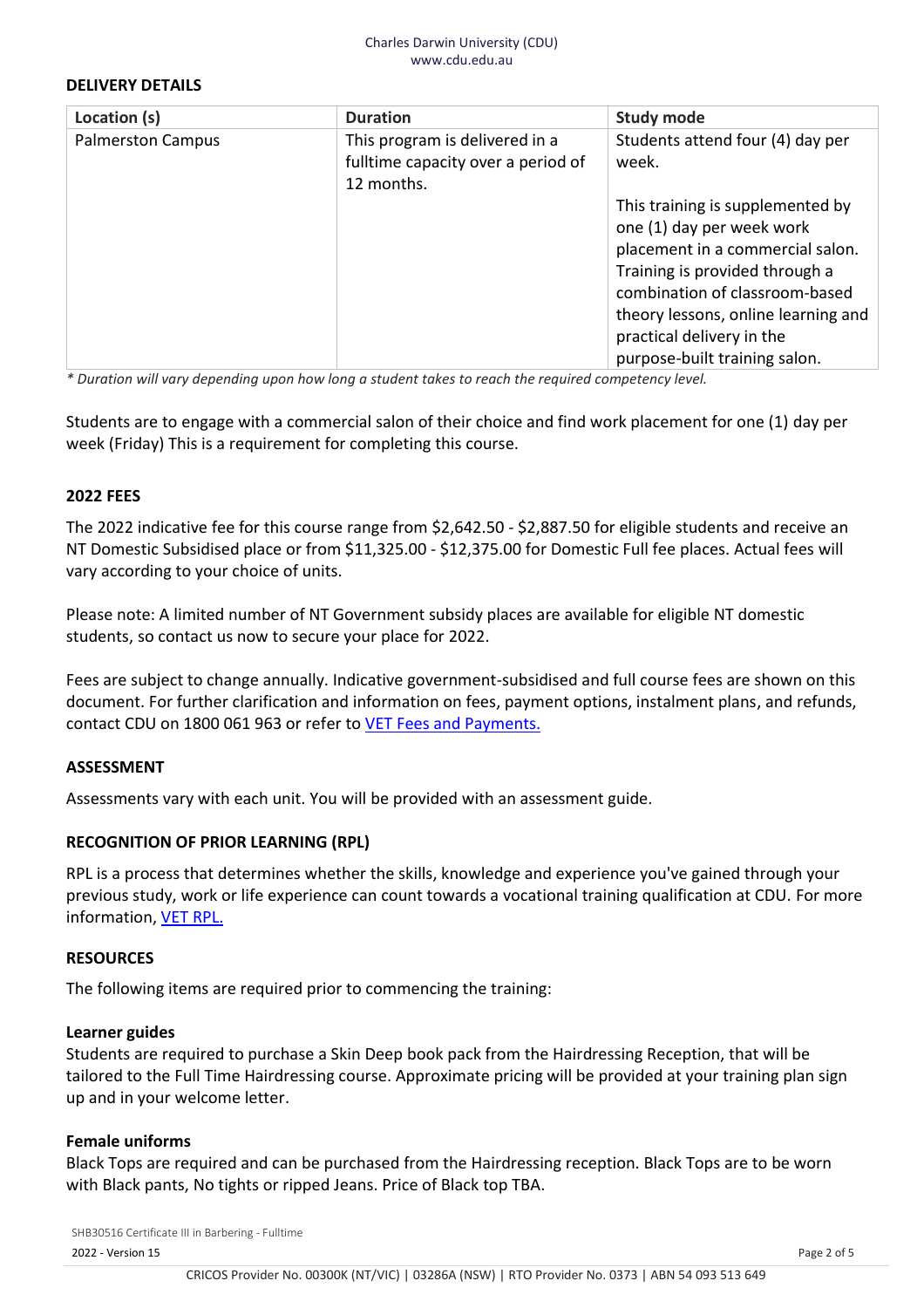## DELIVERY DETAILS

| Location (s) | Duration | Study mode |
|---|---|---|
| Palmerston Campus | This program is delivered in a fulltime capacity over a period of 12 months. | Students attend four (4) day per week.<br><br>This training is supplemented by one (1) day per week work placement in a commercial salon. Training is provided through a combination of classroom-based theory lessons, online learning and practical delivery in the purpose-built training salon. |

*\* Duration will vary depending upon how long a student takes to reach the required competency level.*

Students are to engage with a commercial salon of their choice and find work placement for one (1) day per week (Friday) This is a requirement for completing this course.

## 2022 FEES

The 2022 indicative fee for this course range from $2,642.50 - $2,887.50 for eligible students and receive an NT Domestic Subsidised place or from $11,325.00 - $12,375.00 for Domestic Full fee places. Actual fees will vary according to your choice of units.

Please note: A limited number of NT Government subsidy places are available for eligible NT domestic students, so contact us now to secure your place for 2022.

Fees are subject to change annually. Indicative government-subsidised and full course fees are shown on this document. For further clarification and information on fees, payment options, instalment plans, and refunds, contact CDU on 1800 061 963 or refer to VET Fees and Payments.

## ASSESSMENT

Assessments vary with each unit. You will be provided with an assessment guide.

## RECOGNITION OF PRIOR LEARNING (RPL)

RPL is a process that determines whether the skills, knowledge and experience you've gained through your previous study, work or life experience can count towards a vocational training qualification at CDU. For more information, VET RPL.

## RESOURCES

The following items are required prior to commencing the training:

### Learner guides

Students are required to purchase a Skin Deep book pack from the Hairdressing Reception, that will be tailored to the Full Time Hairdressing course. Approximate pricing will be provided at your training plan sign up and in your welcome letter.

### Female uniforms

Black Tops are required and can be purchased from the Hairdressing reception. Black Tops are to be worn with Black pants, No tights or ripped Jeans. Price of Black top TBA.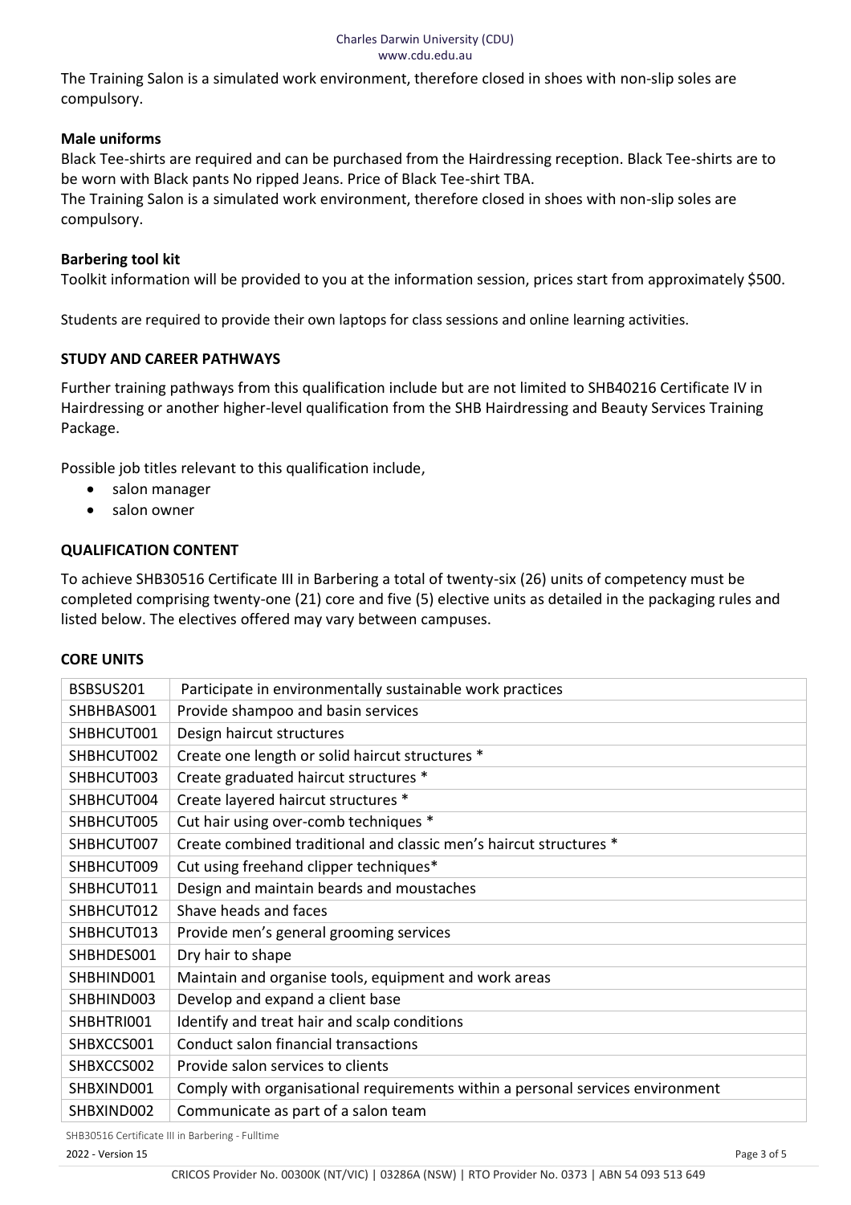The Training Salon is a simulated work environment, therefore closed in shoes with non-slip soles are compulsory.

**Male uniforms**

Black Tee-shirts are required and can be purchased from the Hairdressing reception. Black Tee-shirts are to be worn with Black pants No ripped Jeans. Price of Black Tee-shirt TBA.

The Training Salon is a simulated work environment, therefore closed in shoes with non-slip soles are compulsory.

**Barbering tool kit**

Toolkit information will be provided to you at the information session, prices start from approximately $500.

Students are required to provide their own laptops for class sessions and online learning activities.

## STUDY AND CAREER PATHWAYS

Further training pathways from this qualification include but are not limited to SHB40216 Certificate IV in Hairdressing or another higher-level qualification from the SHB Hairdressing and Beauty Services Training Package.

Possible job titles relevant to this qualification include,

- salon manager
- salon owner

## QUALIFICATION CONTENT

To achieve SHB30516 Certificate III in Barbering a total of twenty-six (26) units of competency must be completed comprising twenty-one (21) core and five (5) elective units as detailed in the packaging rules and listed below. The electives offered may vary between campuses.

## CORE UNITS

| | |
|---|---|
| BSBSUS201 | Participate in environmentally sustainable work practices |
| SHBHBAS001 | Provide shampoo and basin services |
| SHBHCUT001 | Design haircut structures |
| SHBHCUT002 | Create one length or solid haircut structures * |
| SHBHCUT003 | Create graduated haircut structures * |
| SHBHCUT004 | Create layered haircut structures * |
| SHBHCUT005 | Cut hair using over-comb techniques * |
| SHBHCUT007 | Create combined traditional and classic men's haircut structures * |
| SHBHCUT009 | Cut using freehand clipper techniques* |
| SHBHCUT011 | Design and maintain beards and moustaches |
| SHBHCUT012 | Shave heads and faces |
| SHBHCUT013 | Provide men's general grooming services |
| SHBHDES001 | Dry hair to shape |
| SHBHIND001 | Maintain and organise tools, equipment and work areas |
| SHBHIND003 | Develop and expand a client base |
| SHBHTRI001 | Identify and treat hair and scalp conditions |
| SHBXCCS001 | Conduct salon financial transactions |
| SHBXCCS002 | Provide salon services to clients |
| SHBXIND001 | Comply with organisational requirements within a personal services environment |
| SHBXIND002 | Communicate as part of a salon team |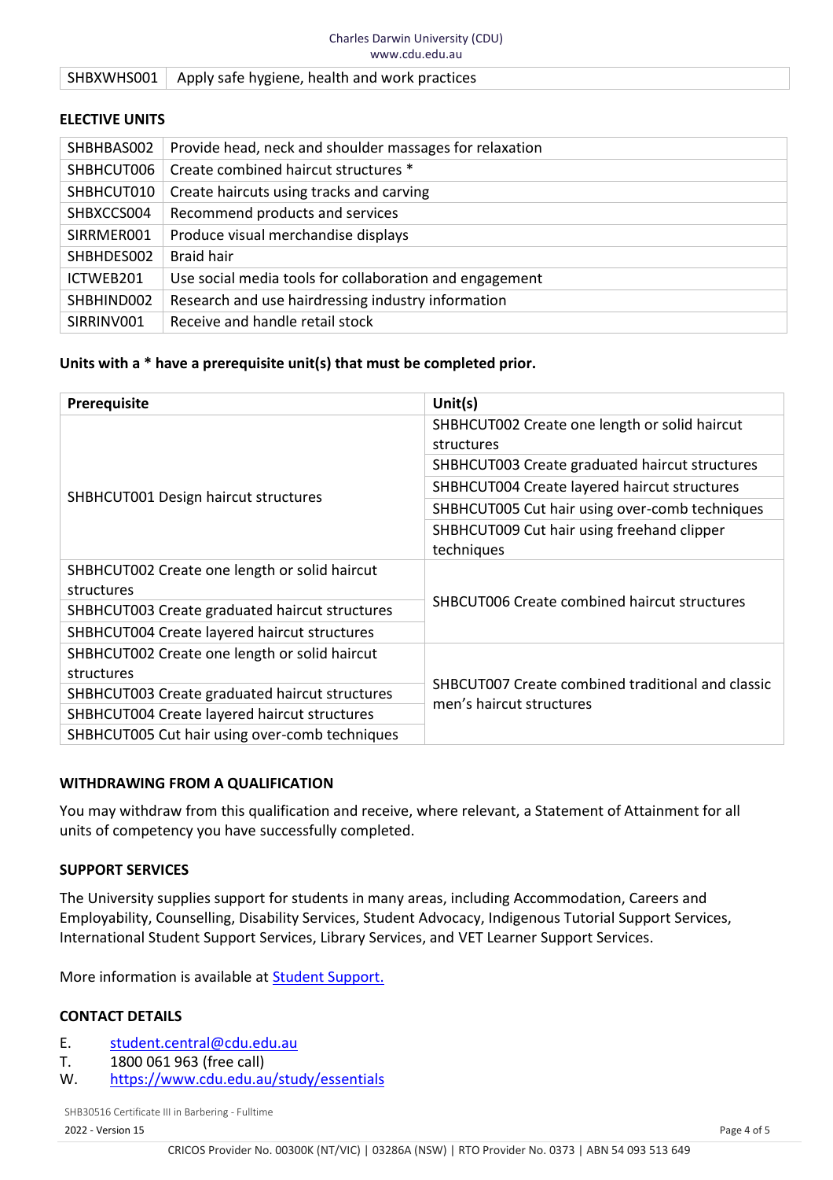| | |
|---|---|
| SHBXWHS001 | Apply safe hygiene, health and work practices |

**ELECTIVE UNITS**

| | |
|---|---|
| SHBHBAS002 | Provide head, neck and shoulder massages for relaxation |
| SHBHCUT006 | Create combined haircut structures * |
| SHBHCUT010 | Create haircuts using tracks and carving |
| SHBXCCS004 | Recommend products and services |
| SIRRMER001 | Produce visual merchandise displays |
| SHBHDES002 | Braid hair |
| ICTWEB201 | Use social media tools for collaboration and engagement |
| SHBHIND002 | Research and use hairdressing industry information |
| SIRRINV001 | Receive and handle retail stock |

**Units with a * have a prerequisite unit(s) that must be completed prior.**

| Prerequisite | Unit(s) |
|---|---|
| SHBHCUT001 Design haircut structures | SHBHCUT002 Create one length or solid haircut structures |
| | SHBHCUT003 Create graduated haircut structures |
| | SHBHCUT004 Create layered haircut structures |
| | SHBHCUT005 Cut hair using over-comb techniques |
| | SHBHCUT009 Cut hair using freehand clipper techniques |
| SHBHCUT002 Create one length or solid haircut structures | SHBCUT006 Create combined haircut structures |
| SHBHCUT003 Create graduated haircut structures | |
| SHBHCUT004 Create layered haircut structures | |
| SHBHCUT002 Create one length or solid haircut structures | SHBCUT007 Create combined traditional and classic men's haircut structures |
| SHBHCUT003 Create graduated haircut structures | |
| SHBHCUT004 Create layered haircut structures | |
| SHBHCUT005 Cut hair using over-comb techniques | |

**WITHDRAWING FROM A QUALIFICATION**

You may withdraw from this qualification and receive, where relevant, a Statement of Attainment for all units of competency you have successfully completed.

**SUPPORT SERVICES**

The University supplies support for students in many areas, including Accommodation, Careers and Employability, Counselling, Disability Services, Student Advocacy, Indigenous Tutorial Support Services, International Student Support Services, Library Services, and VET Learner Support Services.

More information is available at [Student Support.](Student Support.)

**CONTACT DETAILS**

E. student.central@cdu.edu.au
T. 1800 061 963 (free call)
W. https://www.cdu.edu.au/study/essentials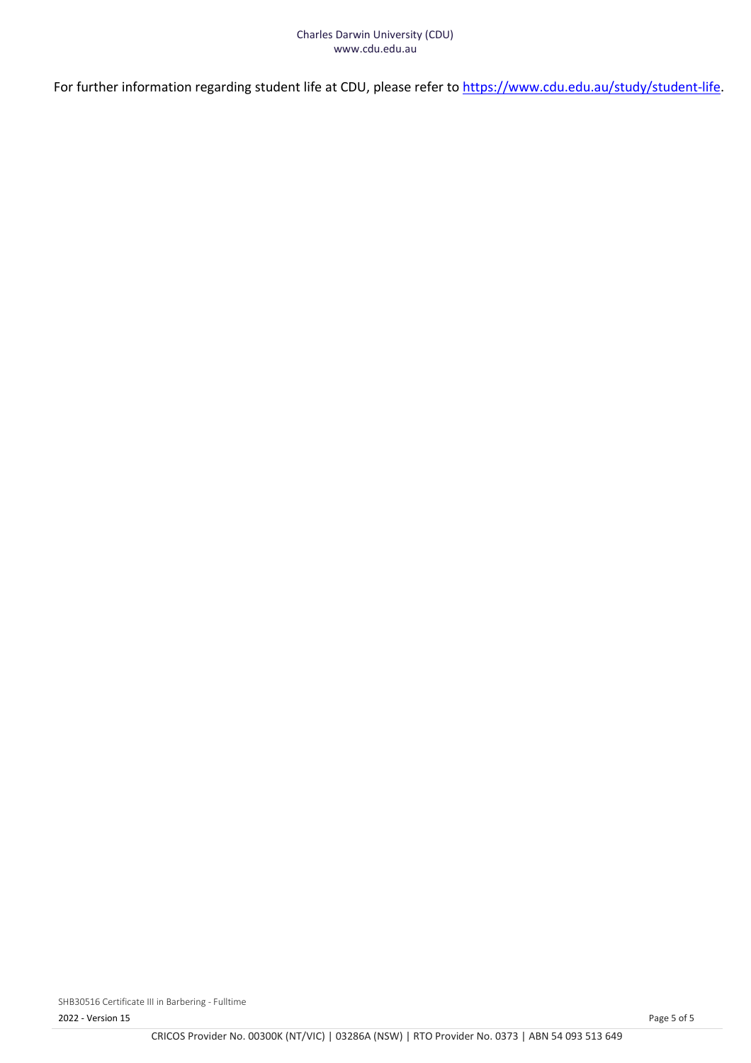For further information regarding student life at CDU, please refer to [https://www.cdu.edu.au/study/student-life](https://www.cdu.edu.au/study/student-life).